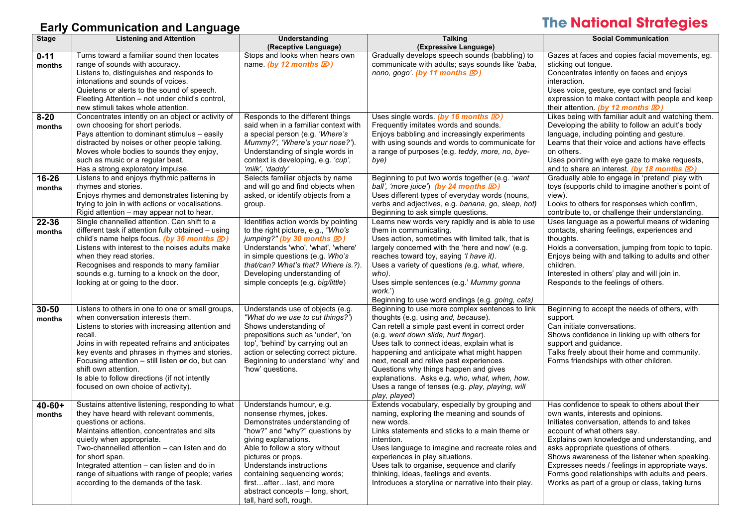# Early Communication and Language

The National Strategies

| Stage | Listening and Attention | Understanding (Receptive Language) | Talking (Expressive Language) | Social Communication |
|---|---|---|---|---|
| **0-11 months** | Turns toward a familiar sound then locates range of sounds with accuracy.<br>Listens to, distinguishes and responds to intonations and sounds of voices.<br>Quietens or alerts to the sound of speech.<br>Fleeting Attention – not under child's control, new stimuli takes whole attention. | Stops and looks when hears own name. ***(by 12 months ⌦)*** | Gradually develops speech sounds (babbling) to communicate with adults; says sounds like *'baba, nono, gogo'*. ***(by 11 months ⌦)*** | Gazes at faces and copies facial movements, eg. sticking out tongue.<br>Concentrates intently on faces and enjoys interaction.<br>Uses voice, gesture, eye contact and facial expression to make contact with people and keep their attention. ***(by 12 months ⌦)*** |
| **8-20 months** | Concentrates intently on an object or activity of own choosing for short periods.<br>Pays attention to dominant stimulus – easily distracted by noises or other people talking.<br>Moves whole bodies to sounds they enjoy, such as music or a regular beat.<br>Has a strong exploratory impulse. | Responds to the different things said when in a familiar context with a special person (e.g. '*Where's Mummy?', 'Where's your nose?'*).<br>Understanding of single words in context is developing, e.g. *'cup', 'milk', 'daddy'* | Uses single words. ***(by 16 months ⌦)***<br>Frequently imitates words and sounds.<br>Enjoys babbling and increasingly experiments with using sounds and words to communicate for a range of purposes (e.g. *teddy, more, no, bye-bye)* | Likes being with familiar adult and watching them.<br>Developing the ability to follow an adult's body language, including pointing and gesture.<br>Learns that their voice and actions have effects on others.<br>Uses pointing with eye gaze to make requests, and to share an interest. ***(by 18 months ⌦)*** |
| **16-26 months** | Listens to and enjoys rhythmic patterns in rhymes and stories.<br>Enjoys rhymes and demonstrates listening by trying to join in with actions or vocalisations.<br>Rigid attention – may appear not to hear. | Selects familiar objects by name and will go and find objects when asked, or identify objects from a group. | Beginning to put two words together (e.g. '*want ball', 'more juice*') ***(by 24 months ⌦)***<br>Uses different types of everyday words (nouns, verbs and adjectives, e.g. *banana, go, sleep, hot)*<br>Beginning to ask simple questions. | Gradually able to engage in 'pretend' play with toys (supports child to imagine another's point of view).<br>Looks to others for responses which confirm, contribute to, or challenge their understanding. |
| **22-36 months** | Single channelled attention. Can shift to a different task if attention fully obtained – using child's name helps focus. ***(by 36 months ⌦)***<br>Listens with interest to the noises adults make when they read stories.<br>Recognises and responds to many familiar sounds e.g. turning to a knock on the door, looking at or going to the door. | Identifies action words by pointing to the right picture, e.g., *"Who's jumping?"* ***(by 30 months ⌦)***<br>Understands 'who', 'what', 'where' in simple questions (e.g. *Who's that/can? What's that? Where is.?)*.<br>Developing understanding of simple concepts (e.g. *big/little*) | Learns new words very rapidly and is able to use them in communicating.<br>Uses action, sometimes with limited talk, that is largely concerned with the 'here and now' (e.g. reaches toward toy, saying *'I have it)*.<br>Uses a variety of questions *(e.g. what, where, who)*.<br>Uses simple sentences (e.g.' *Mummy gonna work*.')<br>Beginning to use word endings (e.g. *going, cats)* | Uses language as a powerful means of widening contacts, sharing feelings, experiences and thoughts.<br>Holds a conversation, jumping from topic to topic.<br>Enjoys being with and talking to adults and other children.<br>Interested in others' play and will join in.<br>Responds to the feelings of others. |
| **30-50 months** | Listens to others in one to one or small groups, when conversation interests them.<br>Listens to stories with increasing attention and recall.<br>Joins in with repeated refrains and anticipates key events and phrases in rhymes and stories.<br>Focusing attention – still listen **or** do, but can shift own attention.<br>Is able to follow directions (if not intently focused on own choice of activity). | Understands use of objects (e.g. *"What do we use to cut things?'*)<br>Shows understanding of prepositions such as 'under', 'on top', 'behind' by carrying out an action or selecting correct picture.<br>Beginning to understand 'why' and 'how' questions. | Beginning to use more complex sentences to link thoughts (e.g. using *and, because*).<br>Can retell a simple past event in correct order (e.g. *went down slide, hurt finger*).<br>Uses talk to connect ideas, explain what is happening and anticipate what might happen next, recall and relive past experiences.<br>Questions why things happen and gives explanations. Asks e.g. *who, what, when, how*.<br>Uses a range of tenses (e.g. *play, playing, will play, played*) | Beginning to accept the needs of others, with support.<br>Can initiate conversations.<br>Shows confidence in linking up with others for support and guidance.<br>Talks freely about their home and community.<br>Forms friendships with other children. |
| **40-60+ months** | Sustains attentive listening, responding to what they have heard with relevant comments, questions or actions.<br>Maintains attention, concentrates and sits quietly when appropriate.<br>Two-channelled attention – can listen and do for short span.<br>Integrated attention – can listen and do in range of situations with range of people; varies according to the demands of the task. | Understands humour, e.g. nonsense rhymes, jokes.<br>Demonstrates understanding of "how?" and "why?" questions by giving explanations.<br>Able to follow a story without pictures or props.<br>Understands instructions containing sequencing words; first…after…last, and more abstract concepts – long, short, tall, hard soft, rough. | Extends vocabulary, especially by grouping and naming, exploring the meaning and sounds of new words.<br>Links statements and sticks to a main theme or intention.<br>Uses language to imagine and recreate roles and experiences in play situations.<br>Uses talk to organise, sequence and clarify thinking, ideas, feelings and events.<br>Introduces a storyline or narrative into their play. | Has confidence to speak to others about their own wants, interests and opinions.<br>Initiates conversation, attends to and takes account of what others say.<br>Explains own knowledge and understanding, and asks appropriate questions of others.<br>Shows awareness of the listener when speaking.<br>Expresses needs / feelings in appropriate ways.<br>Forms good relationships with adults and peers.<br>Works as part of a group or class, taking turns |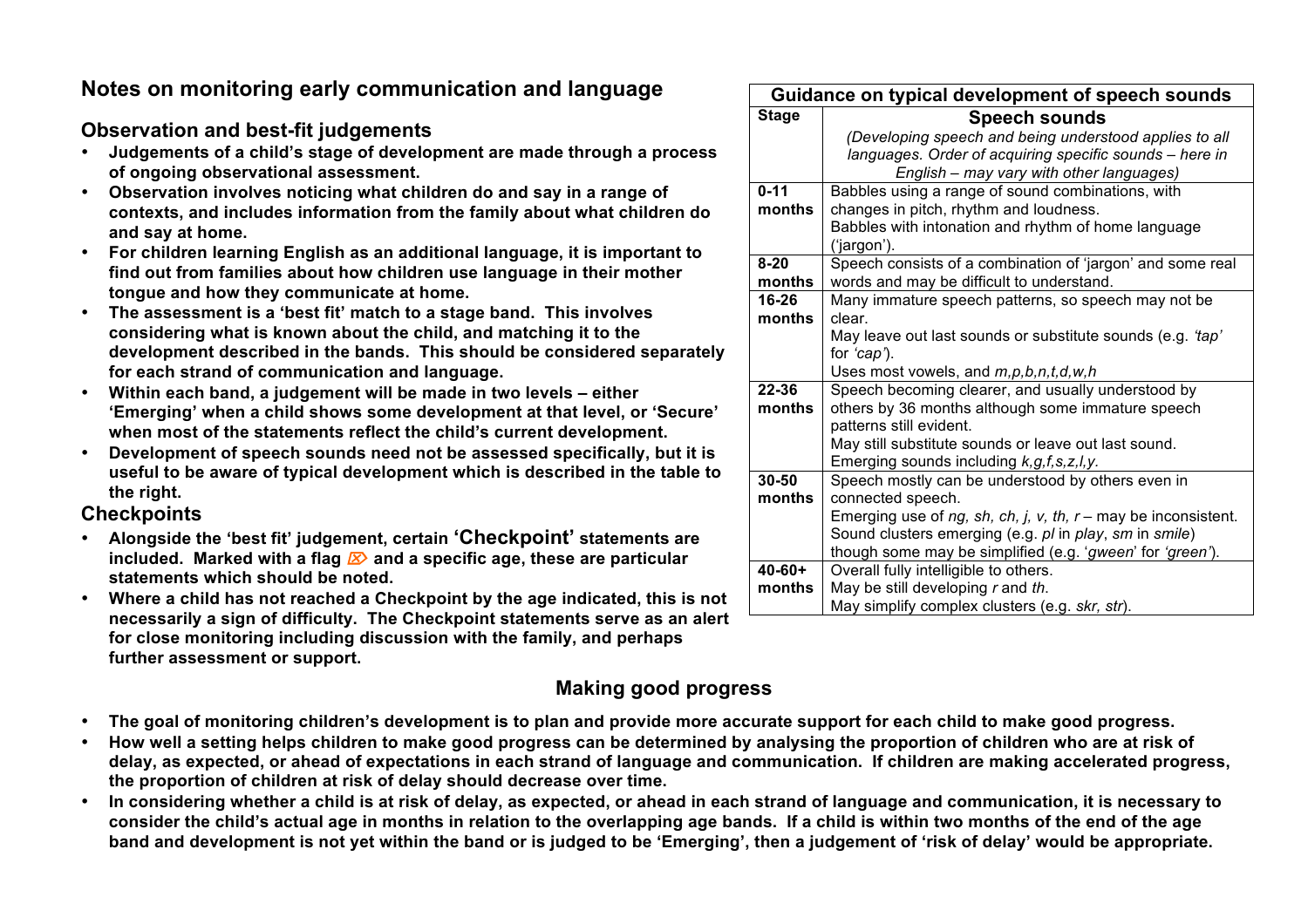# Notes on monitoring early communication and language

## Observation and best-fit judgements

- **Judgements of a child's stage of development are made through a process of ongoing observational assessment.**
- **Observation involves noticing what children do and say in a range of contexts, and includes information from the family about what children do and say at home.**
- **For children learning English as an additional language, it is important to find out from families about how children use language in their mother tongue and how they communicate at home.**
- **The assessment is a 'best fit' match to a stage band. This involves considering what is known about the child, and matching it to the development described in the bands. This should be considered separately for each strand of communication and language.**
- **Within each band, a judgement will be made in two levels – either 'Emerging' when a child shows some development at that level, or 'Secure' when most of the statements reflect the child's current development.**
- **Development of speech sounds need not be assessed specifically, but it is useful to be aware of typical development which is described in the table to the right.**

## Checkpoints

- **Alongside the 'best fit' judgement, certain 'Checkpoint' statements are included. Marked with a flag and a specific age, these are particular statements which should be noted.**
- **Where a child has not reached a Checkpoint by the age indicated, this is not necessarily a sign of difficulty. The Checkpoint statements serve as an alert for close monitoring including discussion with the family, and perhaps further assessment or support.**

**Guidance on typical development of speech sounds**

| Stage | Speech sounds<br>*(Developing speech and being understood applies to all languages. Order of acquiring specific sounds – here in English – may vary with other languages)* |
|---|---|
| 0-11 months | Babbles using a range of sound combinations, with changes in pitch, rhythm and loudness.<br>Babbles with intonation and rhythm of home language ('jargon'). |
| 8-20 months | Speech consists of a combination of 'jargon' and some real words and may be difficult to understand. |
| 16-26 months | Many immature speech patterns, so speech may not be clear.<br>May leave out last sounds or substitute sounds (e.g. *'tap'* for *'cap'*).<br>Uses most vowels, and *m,p,b,n,t,d,w,h* |
| 22-36 months | Speech becoming clearer, and usually understood by others by 36 months although some immature speech patterns still evident.<br>May still substitute sounds or leave out last sound.<br>Emerging sounds including *k,g,f,s,z,l,y*. |
| 30-50 months | Speech mostly can be understood by others even in connected speech.<br>Emerging use of *ng, sh, ch, j, v, th, r* – may be inconsistent.<br>Sound clusters emerging (e.g. *pl* in *play*, *sm* in *smile*) though some may be simplified (e.g. '*gween*' for *'green'*). |
| 40-60+ months | Overall fully intelligible to others.<br>May be still developing *r* and *th*.<br>May simplify complex clusters (e.g. *skr, str*). |

## Making good progress

- **The goal of monitoring children's development is to plan and provide more accurate support for each child to make good progress.**
- **How well a setting helps children to make good progress can be determined by analysing the proportion of children who are at risk of delay, as expected, or ahead of expectations in each strand of language and communication. If children are making accelerated progress, the proportion of children at risk of delay should decrease over time.**
- **In considering whether a child is at risk of delay, as expected, or ahead in each strand of language and communication, it is necessary to consider the child's actual age in months in relation to the overlapping age bands. If a child is within two months of the end of the age band and development is not yet within the band or is judged to be 'Emerging', then a judgement of 'risk of delay' would be appropriate.**